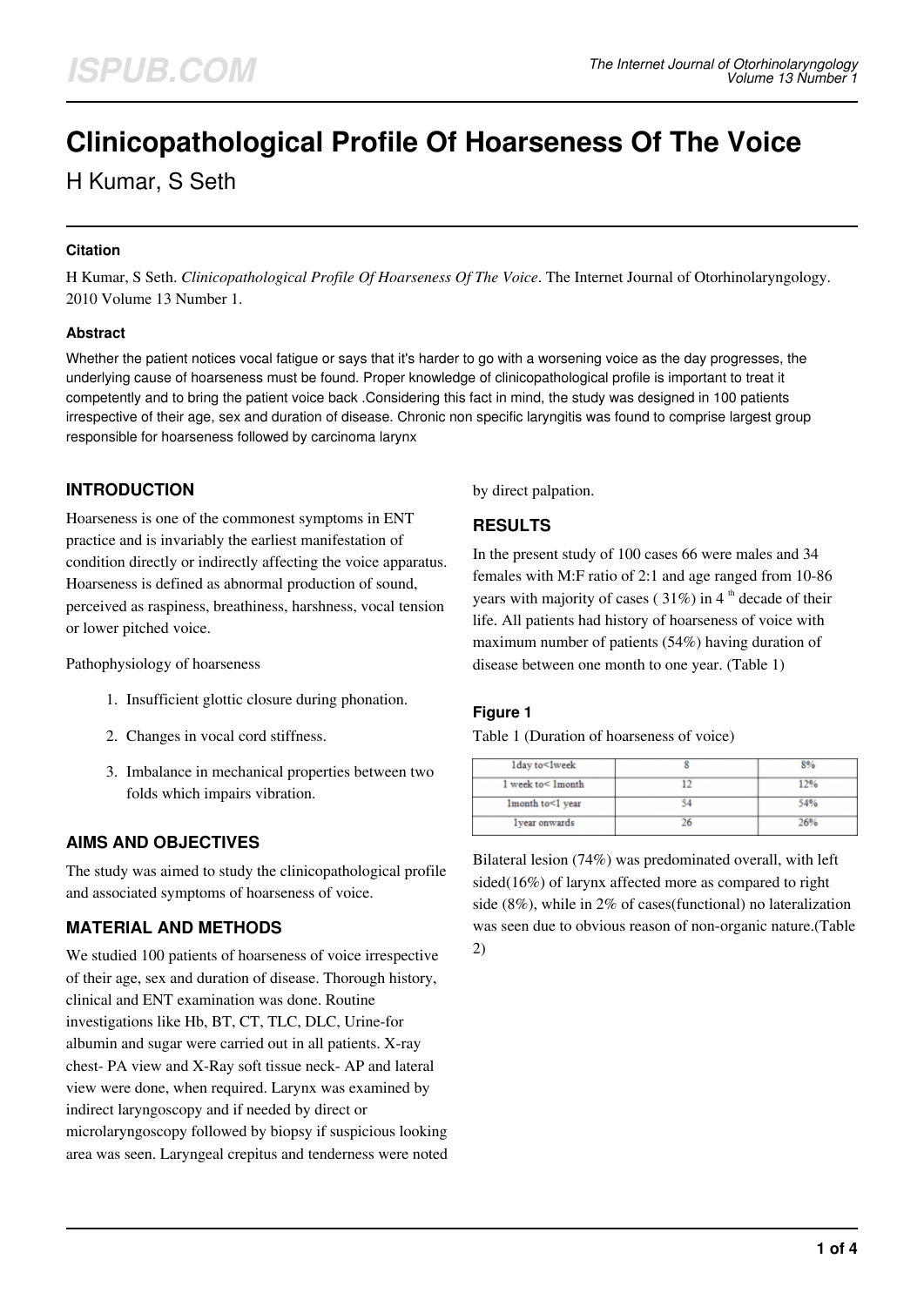# Clinicopathological Profile Of Hoarseness Of The Voice

H Kumar, S Seth

#### Citation

H Kumar, S Seth. *Clinicopathological Profile Of Hoarseness Of The Voice*. The Internet Journal of Otorhinolaryngology. 2010 Volume 13 Number 1.

#### Abstract

Whether the patient notices vocal fatigue or says that it's harder to go with a worsening voice as the day progresses, the underlying cause of hoarseness must be found. Proper knowledge of clinicopathological profile is important to treat it competently and to bring the patient voice back .Considering this fact in mind, the study was designed in 100 patients irrespective of their age, sex and duration of disease. Chronic non specific laryngitis was found to comprise largest group responsible for hoarseness followed by carcinoma larynx

## INTRODUCTION

Hoarseness is one of the commonest symptoms in ENT practice and is invariably the earliest manifestation of condition directly or indirectly affecting the voice apparatus. Hoarseness is defined as abnormal production of sound, perceived as raspiness, breathiness, harshness, vocal tension or lower pitched voice.

Pathophysiology of hoarseness

1. Insufficient glottic closure during phonation.
2. Changes in vocal cord stiffness.
3. Imbalance in mechanical properties between two folds which impairs vibration.

## AIMS AND OBJECTIVES

The study was aimed to study the clinicopathological profile and associated symptoms of hoarseness of voice.

## MATERIAL AND METHODS

We studied 100 patients of hoarseness of voice irrespective of their age, sex and duration of disease. Thorough history, clinical and ENT examination was done. Routine investigations like Hb, BT, CT, TLC, DLC, Urine-for albumin and sugar were carried out in all patients. X-ray chest- PA view and X-Ray soft tissue neck- AP and lateral view were done, when required. Larynx was examined by indirect laryngoscopy and if needed by direct or microlaryngoscopy followed by biopsy if suspicious looking area was seen. Laryngeal crepitus and tenderness were noted by direct palpation.

## RESULTS

In the present study of 100 cases 66 were males and 34 females with M:F ratio of 2:1 and age ranged from 10-86 years with majority of cases ( 31%) in 4 th decade of their life. All patients had history of hoarseness of voice with maximum number of patients (54%) having duration of disease between one month to one year. (Table 1)

### Figure 1

Table 1 (Duration of hoarseness of voice)

| | | |
|---|---|---|
| 1day to<1week | 8 | 8% |
| 1 week to< 1month | 12 | 12% |
| 1month to<1 year | 54 | 54% |
| 1year onwards | 26 | 26% |

Bilateral lesion (74%) was predominated overall, with left sided(16%) of larynx affected more as compared to right side (8%), while in 2% of cases(functional) no lateralization was seen due to obvious reason of non-organic nature.(Table 2)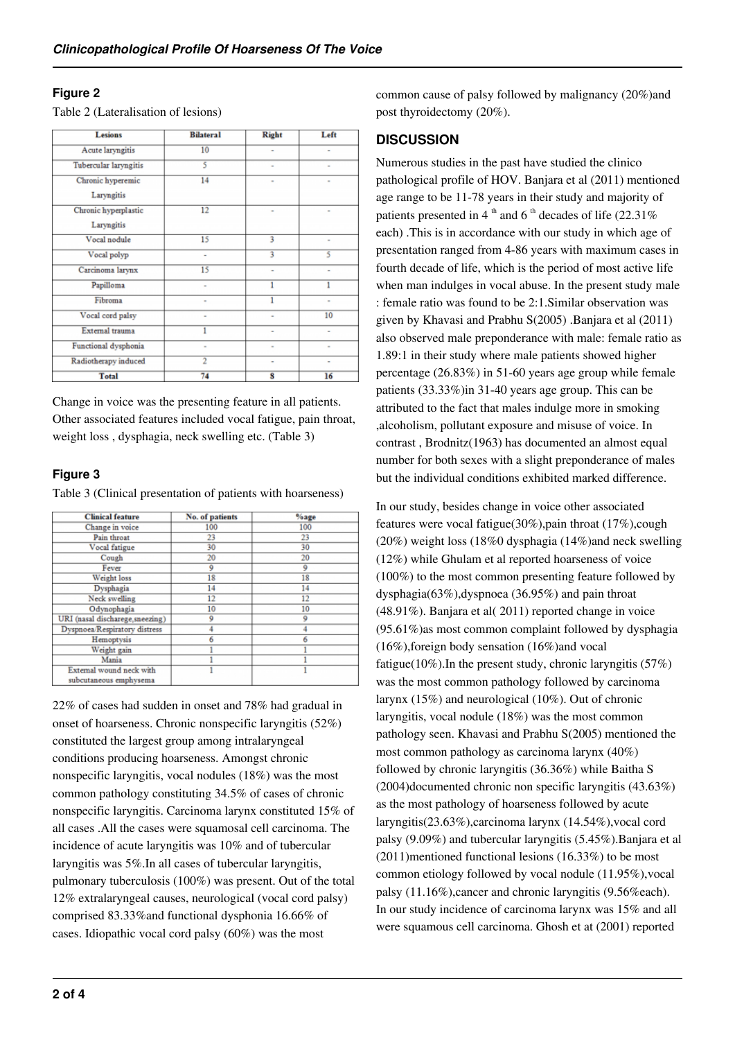### Figure 2

Table 2 (Lateralisation of lesions)

| Lesions | Bilateral | Right | Left |
|---|---|---|---|
| Acute laryngitis | 10 | - | - |
| Tubercular laryngitis | 5 | - | - |
| Chronic hyperemic Laryngitis | 14 | - | - |
| Chronic hyperplastic Laryngitis | 12 | - | - |
| Vocal nodule | 15 | 3 | - |
| Vocal polyp | - | 3 | 5 |
| Carcinoma larynx | 15 | - | - |
| Papilloma | - | 1 | 1 |
| Fibroma | - | 1 | - |
| Vocal cord palsy | - | - | 10 |
| External trauma | 1 | - | - |
| Functional dysphonia | - | - | - |
| Radiotherapy induced | 2 | - | - |
| **Total** | **74** | **8** | **16** |

Change in voice was the presenting feature in all patients. Other associated features included vocal fatigue, pain throat, weight loss , dysphagia, neck swelling etc. (Table 3)

### Figure 3

Table 3 (Clinical presentation of patients with hoarseness)

| Clinical feature | No. of patients | %age |
|---|---|---|
| Change in voice | 100 | 100 |
| Pain throat | 23 | 23 |
| Vocal fatigue | 30 | 30 |
| Cough | 20 | 20 |
| Fever | 9 | 9 |
| Weight loss | 18 | 18 |
| Dysphagia | 14 | 14 |
| Neck swelling | 12 | 12 |
| Odynophagia | 10 | 10 |
| URI (nasal discharege,sneezing) | 9 | 9 |
| Dyspnoea/Respiratory distress | 4 | 4 |
| Hemoptysis | 6 | 6 |
| Weight gain | 1 | 1 |
| Mania | 1 | 1 |
| External wound neck with subcutaneous emphysema | 1 | 1 |

22% of cases had sudden in onset and 78% had gradual in onset of hoarseness. Chronic nonspecific laryngitis (52%) constituted the largest group among intralaryngeal conditions producing hoarseness. Amongst chronic nonspecific laryngitis, vocal nodules (18%) was the most common pathology constituting 34.5% of cases of chronic nonspecific laryngitis. Carcinoma larynx constituted 15% of all cases .All the cases were squamosal cell carcinoma. The incidence of acute laryngitis was 10% and of tubercular laryngitis was 5%.In all cases of tubercular laryngitis, pulmonary tuberculosis (100%) was present. Out of the total 12% extralaryngeal causes, neurological (vocal cord palsy) comprised 83.33%and functional dysphonia 16.66% of cases. Idiopathic vocal cord palsy (60%) was the most common cause of palsy followed by malignancy (20%)and post thyroidectomy (20%).

## DISCUSSION

Numerous studies in the past have studied the clinico pathological profile of HOV. Banjara et al (2011) mentioned age range to be 11-78 years in their study and majority of patients presented in 4 th and 6 th decades of life (22.31% each) .This is in accordance with our study in which age of presentation ranged from 4-86 years with maximum cases in fourth decade of life, which is the period of most active life when man indulges in vocal abuse. In the present study male : female ratio was found to be 2:1.Similar observation was given by Khavasi and Prabhu S(2005) .Banjara et al (2011) also observed male preponderance with male: female ratio as 1.89:1 in their study where male patients showed higher percentage (26.83%) in 51-60 years age group while female patients (33.33%)in 31-40 years age group. This can be attributed to the fact that males indulge more in smoking ,alcoholism, pollutant exposure and misuse of voice. In contrast , Brodnitz(1963) has documented an almost equal number for both sexes with a slight preponderance of males but the individual conditions exhibited marked difference.

In our study, besides change in voice other associated features were vocal fatigue(30%),pain throat (17%),cough (20%) weight loss (18%0 dysphagia (14%)and neck swelling (12%) while Ghulam et al reported hoarseness of voice (100%) to the most common presenting feature followed by dysphagia(63%),dyspnoea (36.95%) and pain throat (48.91%). Banjara et al( 2011) reported change in voice (95.61%)as most common complaint followed by dysphagia (16%),foreign body sensation (16%)and vocal fatigue(10%).In the present study, chronic laryngitis (57%) was the most common pathology followed by carcinoma larynx (15%) and neurological (10%). Out of chronic laryngitis, vocal nodule (18%) was the most common pathology seen. Khavasi and Prabhu S(2005) mentioned the most common pathology as carcinoma larynx (40%) followed by chronic laryngitis (36.36%) while Baitha S (2004)documented chronic non specific laryngitis (43.63%) as the most pathology of hoarseness followed by acute laryngitis(23.63%),carcinoma larynx (14.54%),vocal cord palsy (9.09%) and tubercular laryngitis (5.45%).Banjara et al (2011)mentioned functional lesions (16.33%) to be most common etiology followed by vocal nodule (11.95%),vocal palsy (11.16%),cancer and chronic laryngitis (9.56%each). In our study incidence of carcinoma larynx was 15% and all were squamous cell carcinoma. Ghosh et at (2001) reported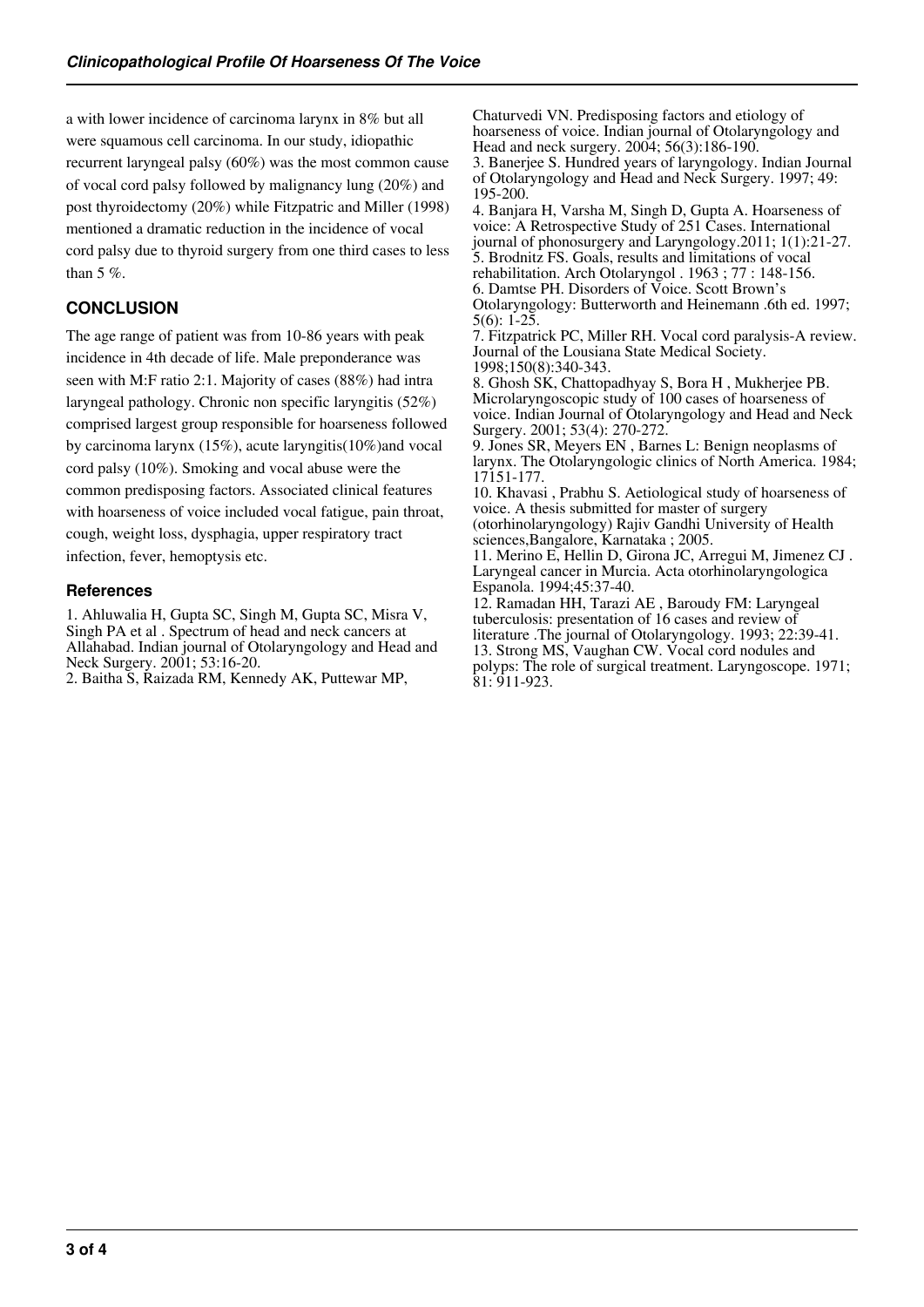a with lower incidence of carcinoma larynx in 8% but all were squamous cell carcinoma. In our study, idiopathic recurrent laryngeal palsy (60%) was the most common cause of vocal cord palsy followed by malignancy lung (20%) and post thyroidectomy (20%) while Fitzpatric and Miller (1998) mentioned a dramatic reduction in the incidence of vocal cord palsy due to thyroid surgery from one third cases to less than 5 %.

## CONCLUSION

The age range of patient was from 10-86 years with peak incidence in 4th decade of life. Male preponderance was seen with M:F ratio 2:1. Majority of cases (88%) had intra laryngeal pathology. Chronic non specific laryngitis (52%) comprised largest group responsible for hoarseness followed by carcinoma larynx (15%), acute laryngitis(10%)and vocal cord palsy (10%). Smoking and vocal abuse were the common predisposing factors. Associated clinical features with hoarseness of voice included vocal fatigue, pain throat, cough, weight loss, dysphagia, upper respiratory tract infection, fever, hemoptysis etc.

### References

1. Ahluwalia H, Gupta SC, Singh M, Gupta SC, Misra V, Singh PA et al . Spectrum of head and neck cancers at Allahabad. Indian journal of Otolaryngology and Head and Neck Surgery. 2001; 53:16-20.
2. Baitha S, Raizada RM, Kennedy AK, Puttewar MP, Chaturvedi VN. Predisposing factors and etiology of hoarseness of voice. Indian journal of Otolaryngology and Head and neck surgery. 2004; 56(3):186-190.
3. Banerjee S. Hundred years of laryngology. Indian Journal of Otolaryngology and Head and Neck Surgery. 1997; 49: 195-200.
4. Banjara H, Varsha M, Singh D, Gupta A. Hoarseness of voice: A Retrospective Study of 251 Cases. International journal of phonosurgery and Laryngology.2011; 1(1):21-27.
5. Brodnitz FS. Goals, results and limitations of vocal rehabilitation. Arch Otolaryngol . 1963 ; 77 : 148-156.
6. Damtse PH. Disorders of Voice. Scott Brown's Otolaryngology: Butterworth and Heinemann .6th ed. 1997; 5(6): 1-25.
7. Fitzpatrick PC, Miller RH. Vocal cord paralysis-A review. Journal of the Lousiana State Medical Society. 1998;150(8):340-343.
8. Ghosh SK, Chattopadhyay S, Bora H , Mukherjee PB. Microlaryngoscopic study of 100 cases of hoarseness of voice. Indian Journal of Otolaryngology and Head and Neck Surgery. 2001; 53(4): 270-272.
9. Jones SR, Meyers EN , Barnes L: Benign neoplasms of larynx. The Otolaryngologic clinics of North America. 1984; 17151-177.
10. Khavasi , Prabhu S. Aetiological study of hoarseness of voice. A thesis submitted for master of surgery (otorhinolaryngology) Rajiv Gandhi University of Health sciences,Bangalore, Karnataka ; 2005.
11. Merino E, Hellin D, Girona JC, Arregui M, Jimenez CJ . Laryngeal cancer in Murcia. Acta otorhinolaryngologica Espanola. 1994;45:37-40.
12. Ramadan HH, Tarazi AE , Baroudy FM: Laryngeal tuberculosis: presentation of 16 cases and review of literature .The journal of Otolaryngology. 1993; 22:39-41.
13. Strong MS, Vaughan CW. Vocal cord nodules and polyps: The role of surgical treatment. Laryngoscope. 1971; 81: 911-923.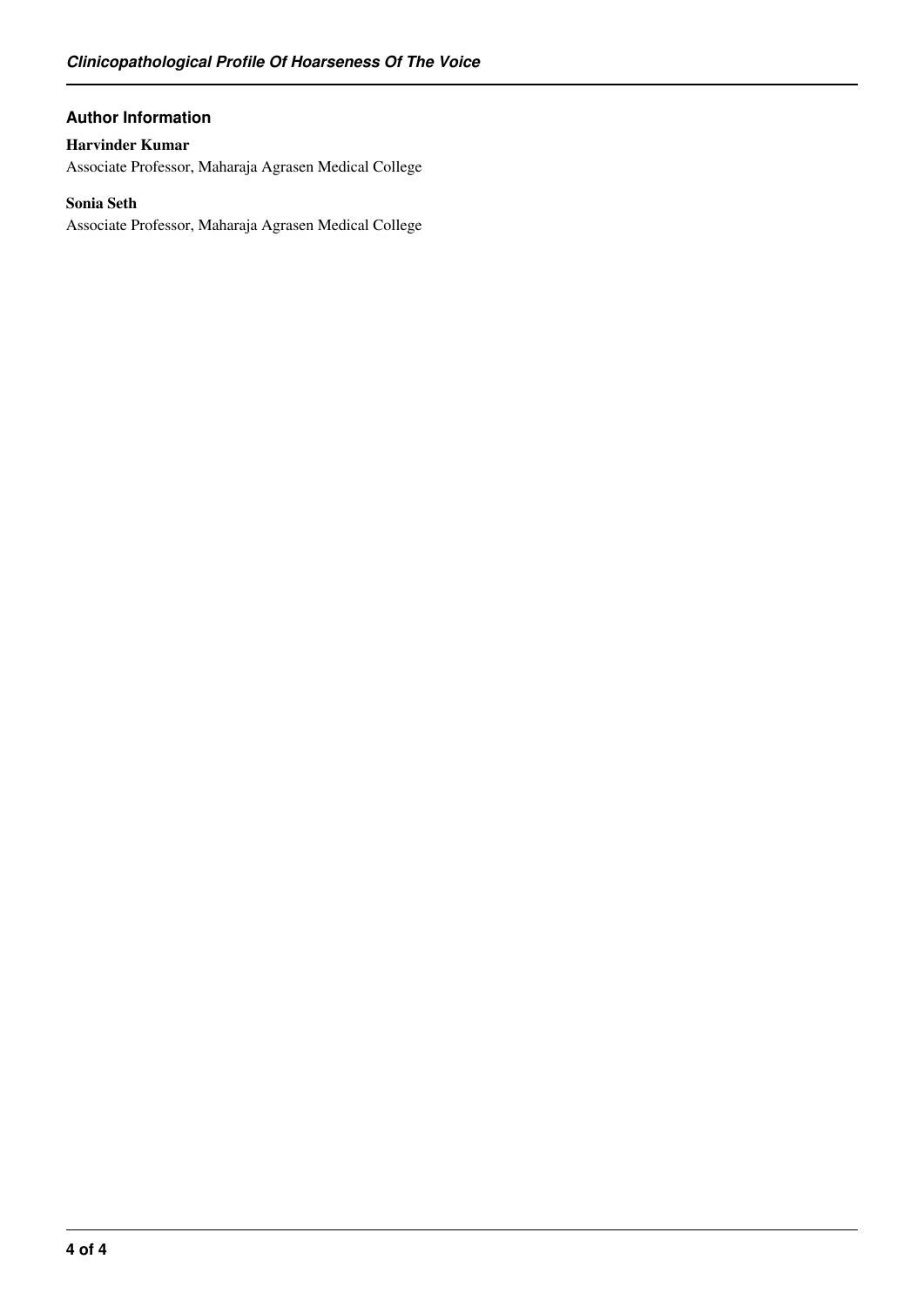## Author Information

**Harvinder Kumar**
Associate Professor, Maharaja Agrasen Medical College

**Sonia Seth**
Associate Professor, Maharaja Agrasen Medical College